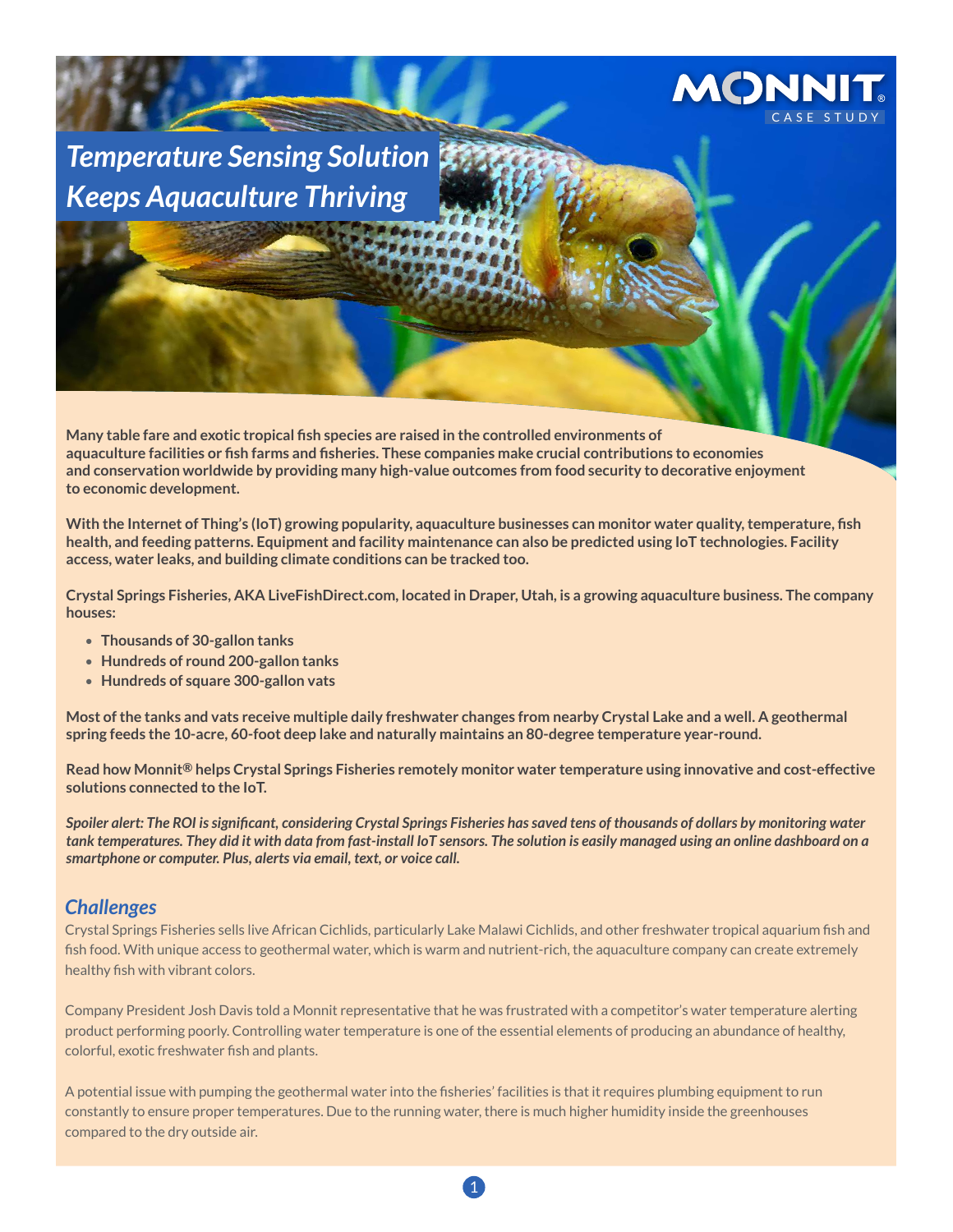MONNIT® CASE STUDY

# Temperature Sensing Solution Keeps Aquaculture Thriving

**Many table fare and exotic tropical fish species are raised in the controlled environments of aquaculture facilities or fish farms and fisheries. These companies make crucial contributions to economies and conservation worldwide by providing many high-value outcomes from food security to decorative enjoyment to economic development.**

**With the Internet of Thing's (IoT) growing popularity, aquaculture businesses can monitor water quality, temperature, fish health, and feeding patterns. Equipment and facility maintenance can also be predicted using IoT technologies. Facility access, water leaks, and building climate conditions can be tracked too.**

**Crystal Springs Fisheries, AKA LiveFishDirect.com, located in Draper, Utah, is a growing aquaculture business. The company houses:**

- **Thousands of 30-gallon tanks**
- **Hundreds of round 200-gallon tanks**
- **Hundreds of square 300-gallon vats**

**Most of the tanks and vats receive multiple daily freshwater changes from nearby Crystal Lake and a well. A geothermal spring feeds the 10-acre, 60-foot deep lake and naturally maintains an 80-degree temperature year-round.**

**Read how Monnit® helps Crystal Springs Fisheries remotely monitor water temperature using innovative and cost-effective solutions connected to the IoT.**

***Spoiler alert: The ROI is significant, considering Crystal Springs Fisheries has saved tens of thousands of dollars by monitoring water tank temperatures. They did it with data from fast-install IoT sensors. The solution is easily managed using an online dashboard on a smartphone or computer. Plus, alerts via email, text, or voice call.***

## *Challenges*

Crystal Springs Fisheries sells live African Cichlids, particularly Lake Malawi Cichlids, and other freshwater tropical aquarium fish and fish food. With unique access to geothermal water, which is warm and nutrient-rich, the aquaculture company can create extremely healthy fish with vibrant colors.

Company President Josh Davis told a Monnit representative that he was frustrated with a competitor's water temperature alerting product performing poorly. Controlling water temperature is one of the essential elements of producing an abundance of healthy, colorful, exotic freshwater fish and plants.

A potential issue with pumping the geothermal water into the fisheries' facilities is that it requires plumbing equipment to run constantly to ensure proper temperatures. Due to the running water, there is much higher humidity inside the greenhouses compared to the dry outside air.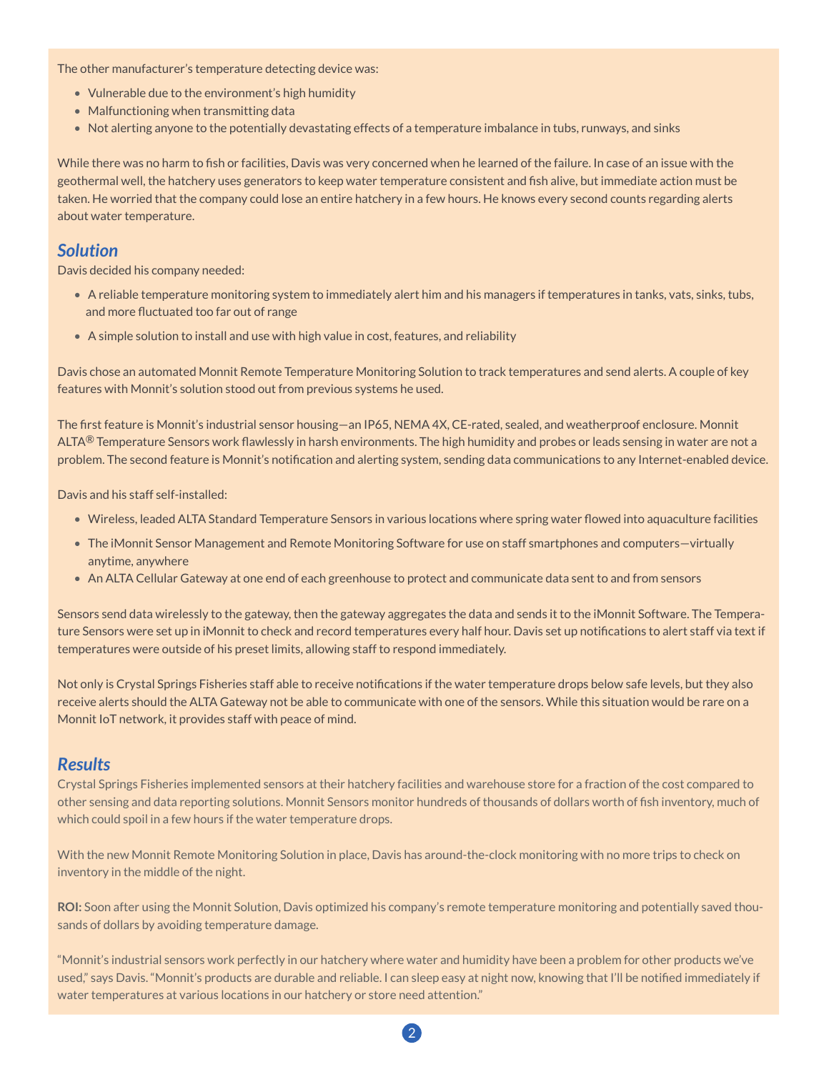The other manufacturer's temperature detecting device was:

- Vulnerable due to the environment's high humidity
- Malfunctioning when transmitting data
- Not alerting anyone to the potentially devastating effects of a temperature imbalance in tubs, runways, and sinks

While there was no harm to fish or facilities, Davis was very concerned when he learned of the failure. In case of an issue with the geothermal well, the hatchery uses generators to keep water temperature consistent and fish alive, but immediate action must be taken. He worried that the company could lose an entire hatchery in a few hours. He knows every second counts regarding alerts about water temperature.

## *Solution*

Davis decided his company needed:

- A reliable temperature monitoring system to immediately alert him and his managers if temperatures in tanks, vats, sinks, tubs, and more fluctuated too far out of range
- A simple solution to install and use with high value in cost, features, and reliability

Davis chose an automated Monnit Remote Temperature Monitoring Solution to track temperatures and send alerts. A couple of key features with Monnit's solution stood out from previous systems he used.

The first feature is Monnit's industrial sensor housing—an IP65, NEMA 4X, CE-rated, sealed, and weatherproof enclosure. Monnit ALTA® Temperature Sensors work flawlessly in harsh environments. The high humidity and probes or leads sensing in water are not a problem. The second feature is Monnit's notification and alerting system, sending data communications to any Internet-enabled device.

Davis and his staff self-installed:

- Wireless, leaded ALTA Standard Temperature Sensors in various locations where spring water flowed into aquaculture facilities
- The iMonnit Sensor Management and Remote Monitoring Software for use on staff smartphones and computers—virtually anytime, anywhere
- An ALTA Cellular Gateway at one end of each greenhouse to protect and communicate data sent to and from sensors

Sensors send data wirelessly to the gateway, then the gateway aggregates the data and sends it to the iMonnit Software. The Temperature Sensors were set up in iMonnit to check and record temperatures every half hour. Davis set up notifications to alert staff via text if temperatures were outside of his preset limits, allowing staff to respond immediately.

Not only is Crystal Springs Fisheries staff able to receive notifications if the water temperature drops below safe levels, but they also receive alerts should the ALTA Gateway not be able to communicate with one of the sensors. While this situation would be rare on a Monnit IoT network, it provides staff with peace of mind.

## *Results*

Crystal Springs Fisheries implemented sensors at their hatchery facilities and warehouse store for a fraction of the cost compared to other sensing and data reporting solutions. Monnit Sensors monitor hundreds of thousands of dollars worth of fish inventory, much of which could spoil in a few hours if the water temperature drops.

With the new Monnit Remote Monitoring Solution in place, Davis has around-the-clock monitoring with no more trips to check on inventory in the middle of the night.

**ROI:** Soon after using the Monnit Solution, Davis optimized his company's remote temperature monitoring and potentially saved thousands of dollars by avoiding temperature damage.

"Monnit's industrial sensors work perfectly in our hatchery where water and humidity have been a problem for other products we've used," says Davis. "Monnit's products are durable and reliable. I can sleep easy at night now, knowing that I'll be notified immediately if water temperatures at various locations in our hatchery or store need attention."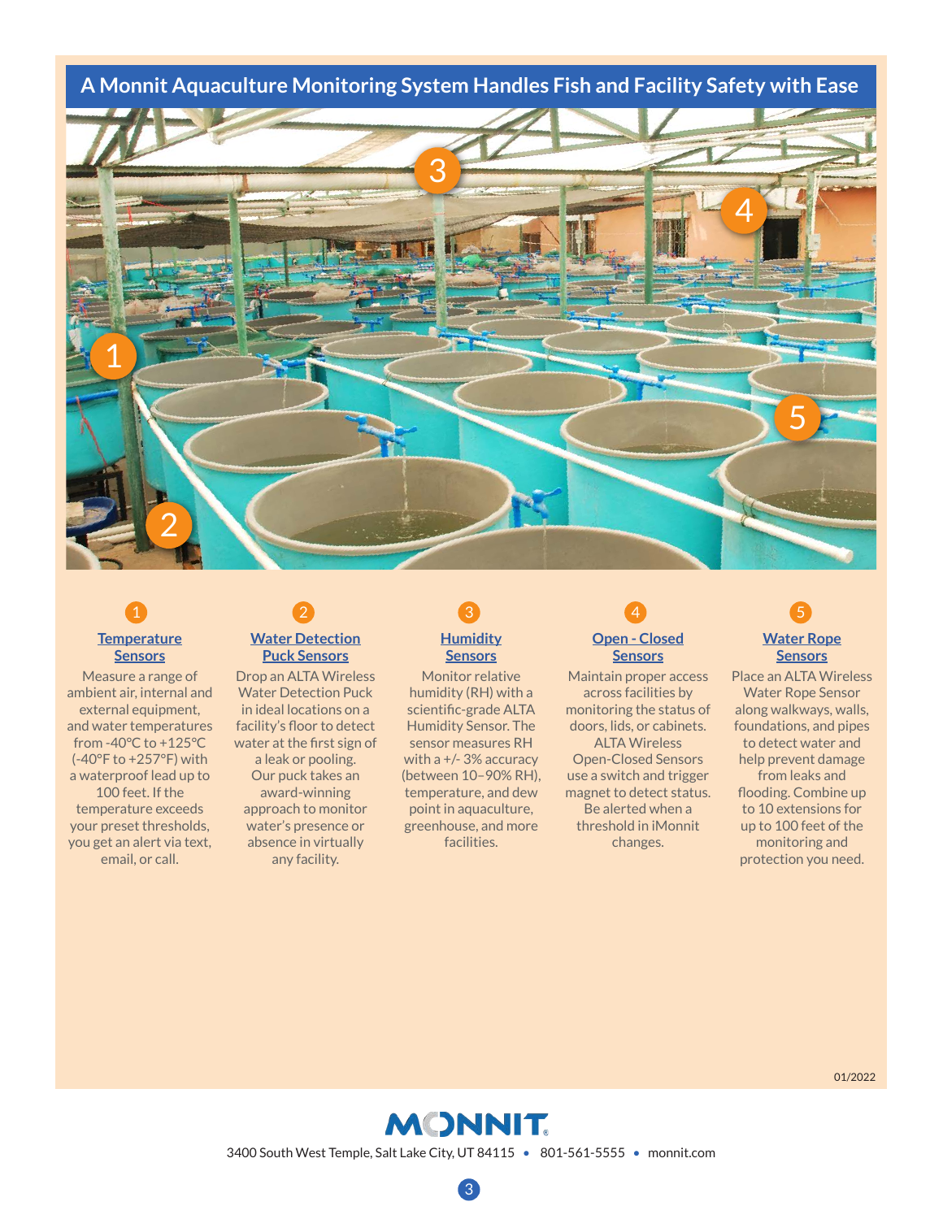# A Monnit Aquaculture Monitoring System Handles Fish and Facility Safety with Ease

1

### Temperature Sensors

Measure a range of ambient air, internal and external equipment, and water temperatures from -40°C to +125°C (-40°F to +257°F) with a waterproof lead up to 100 feet. If the temperature exceeds your preset thresholds, you get an alert via text, email, or call.

2

### Water Detection Puck Sensors

Drop an ALTA Wireless Water Detection Puck in ideal locations on a facility's floor to detect water at the first sign of a leak or pooling. Our puck takes an award-winning approach to monitor water's presence or absence in virtually any facility.

3

### Humidity Sensors

Monitor relative humidity (RH) with a scientific-grade ALTA Humidity Sensor. The sensor measures RH with a +/- 3% accuracy (between 10–90% RH), temperature, and dew point in aquaculture, greenhouse, and more facilities.

4

### Open - Closed Sensors

Maintain proper access across facilities by monitoring the status of doors, lids, or cabinets. ALTA Wireless Open-Closed Sensors use a switch and trigger magnet to detect status. Be alerted when a threshold in iMonnit changes.

5

### Water Rope Sensors

Place an ALTA Wireless Water Rope Sensor along walkways, walls, foundations, and pipes to detect water and help prevent damage from leaks and flooding. Combine up to 10 extensions for up to 100 feet of the monitoring and protection you need.

01/2022

MONNIT

3400 South West Temple, Salt Lake City, UT 84115 • 801-561-5555 • monnit.com